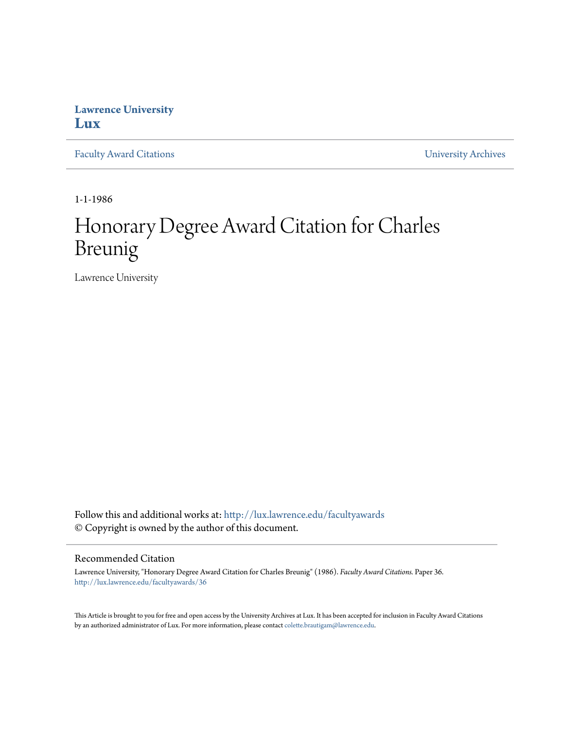**Lawrence University**
**Lux**

Faculty Award Citations | University Archives

1-1-1986

# Honorary Degree Award Citation for Charles Breunig

Lawrence University

Follow this and additional works at: http://lux.lawrence.edu/facultyawards
© Copyright is owned by the author of this document.

## Recommended Citation

Lawrence University, "Honorary Degree Award Citation for Charles Breunig" (1986). *Faculty Award Citations.* Paper 36.
http://lux.lawrence.edu/facultyawards/36

This Article is brought to you for free and open access by the University Archives at Lux. It has been accepted for inclusion in Faculty Award Citations by an authorized administrator of Lux. For more information, please contact colette.brautigam@lawrence.edu.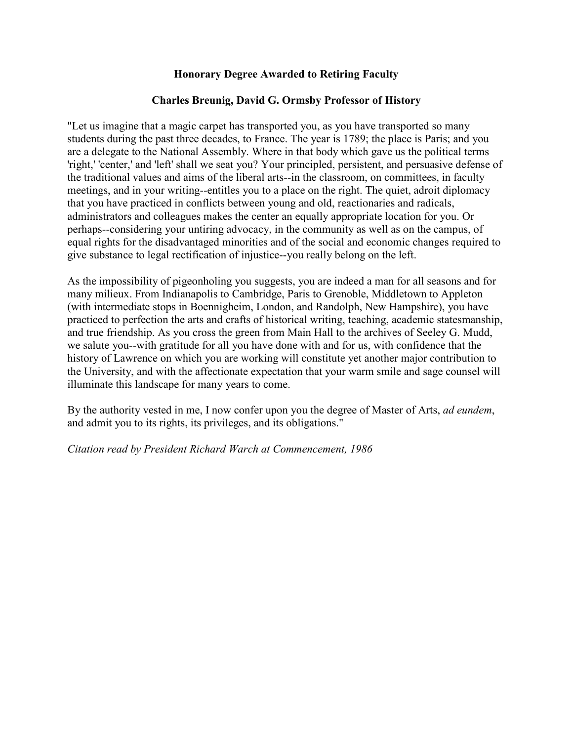### Honorary Degree Awarded to Retiring Faculty

### Charles Breunig, David G. Ormsby Professor of History

"Let us imagine that a magic carpet has transported you, as you have transported so many students during the past three decades, to France. The year is 1789; the place is Paris; and you are a delegate to the National Assembly. Where in that body which gave us the political terms 'right,' 'center,' and 'left' shall we seat you? Your principled, persistent, and persuasive defense of the traditional values and aims of the liberal arts--in the classroom, on committees, in faculty meetings, and in your writing--entitles you to a place on the right. The quiet, adroit diplomacy that you have practiced in conflicts between young and old, reactionaries and radicals, administrators and colleagues makes the center an equally appropriate location for you. Or perhaps--considering your untiring advocacy, in the community as well as on the campus, of equal rights for the disadvantaged minorities and of the social and economic changes required to give substance to legal rectification of injustice--you really belong on the left.

As the impossibility of pigeonholing you suggests, you are indeed a man for all seasons and for many milieux. From Indianapolis to Cambridge, Paris to Grenoble, Middletown to Appleton (with intermediate stops in Boennigheim, London, and Randolph, New Hampshire), you have practiced to perfection the arts and crafts of historical writing, teaching, academic statesmanship, and true friendship. As you cross the green from Main Hall to the archives of Seeley G. Mudd, we salute you--with gratitude for all you have done with and for us, with confidence that the history of Lawrence on which you are working will constitute yet another major contribution to the University, and with the affectionate expectation that your warm smile and sage counsel will illuminate this landscape for many years to come.

By the authority vested in me, I now confer upon you the degree of Master of Arts, *ad eundem*, and admit you to its rights, its privileges, and its obligations."

*Citation read by President Richard Warch at Commencement, 1986*